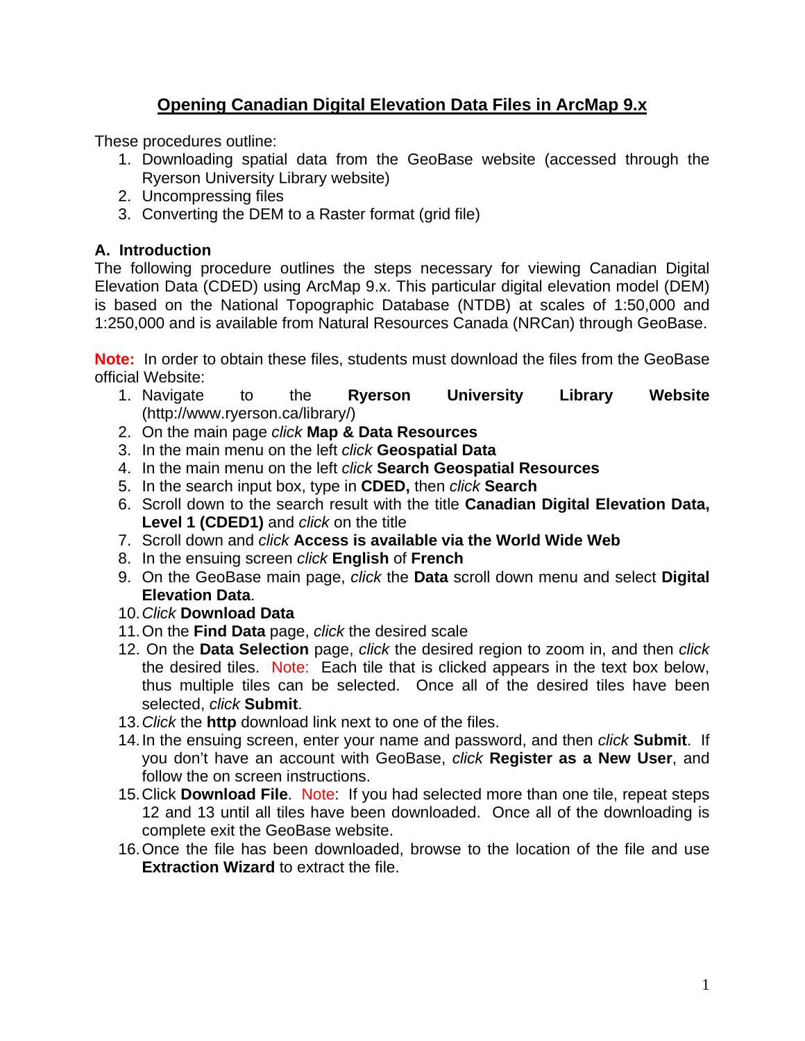# Opening Canadian Digital Elevation Data Files in ArcMap 9.x

These procedures outline:

1. Downloading spatial data from the GeoBase website (accessed through the Ryerson University Library website)
2. Uncompressing files
3. Converting the DEM to a Raster format (grid file)

## A. Introduction

The following procedure outlines the steps necessary for viewing Canadian Digital Elevation Data (CDED) using ArcMap 9.x. This particular digital elevation model (DEM) is based on the National Topographic Database (NTDB) at scales of 1:50,000 and 1:250,000 and is available from Natural Resources Canada (NRCan) through GeoBase.

**Note:** In order to obtain these files, students must download the files from the GeoBase official Website:

1. Navigate to the **Ryerson University Library Website** (http://www.ryerson.ca/library/)
2. On the main page *click* **Map & Data Resources**
3. In the main menu on the left *click* **Geospatial Data**
4. In the main menu on the left *click* **Search Geospatial Resources**
5. In the search input box, type in **CDED,** then *click* **Search**
6. Scroll down to the search result with the title **Canadian Digital Elevation Data, Level 1 (CDED1)** and *click* on the title
7. Scroll down and *click* **Access is available via the World Wide Web**
8. In the ensuing screen *click* **English** of **French**
9. On the GeoBase main page, *click* the **Data** scroll down menu and select **Digital Elevation Data**.
10. *Click* **Download Data**
11. On the **Find Data** page, *click* the desired scale
12. On the **Data Selection** page, *click* the desired region to zoom in, and then *click* the desired tiles. Note: Each tile that is clicked appears in the text box below, thus multiple tiles can be selected. Once all of the desired tiles have been selected, *click* **Submit**.
13. *Click* the **http** download link next to one of the files.
14. In the ensuing screen, enter your name and password, and then *click* **Submit**. If you don't have an account with GeoBase, *click* **Register as a New User**, and follow the on screen instructions.
15. Click **Download File**. Note: If you had selected more than one tile, repeat steps 12 and 13 until all tiles have been downloaded. Once all of the downloading is complete exit the GeoBase website.
16. Once the file has been downloaded, browse to the location of the file and use **Extraction Wizard** to extract the file.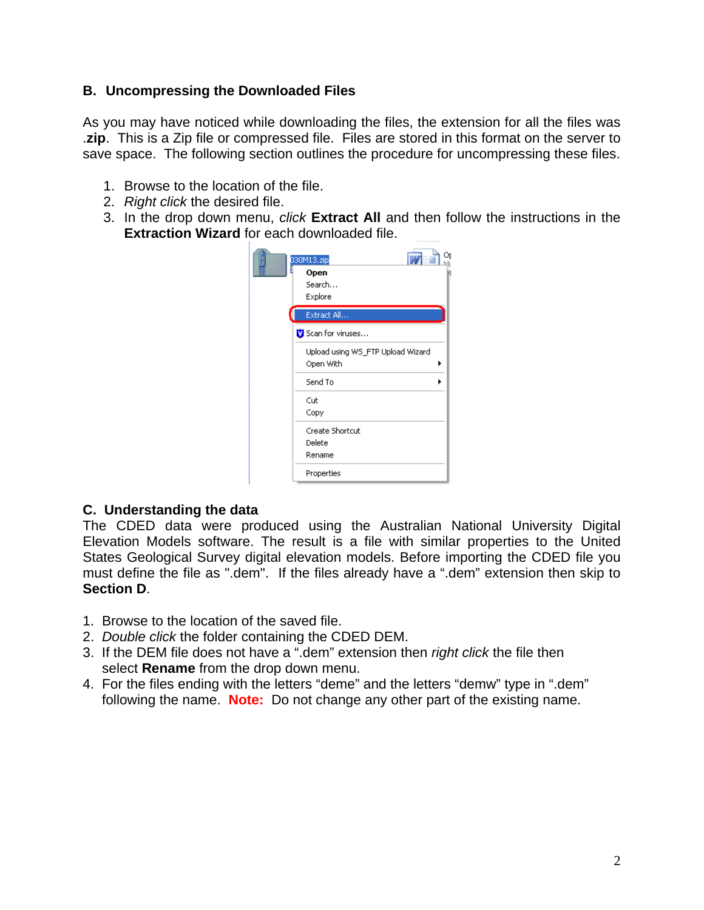## B. Uncompressing the Downloaded Files

As you may have noticed while downloading the files, the extension for all the files was **.zip**. This is a Zip file or compressed file. Files are stored in this format on the server to save space. The following section outlines the procedure for uncompressing these files.

1. Browse to the location of the file.
2. *Right click* the desired file.
3. In the drop down menu, *click* **Extract All** and then follow the instructions in the **Extraction Wizard** for each downloaded file.

## C. Understanding the data

The CDED data were produced using the Australian National University Digital Elevation Models software. The result is a file with similar properties to the United States Geological Survey digital elevation models. Before importing the CDED file you must define the file as ".dem". If the files already have a ".dem" extension then skip to **Section D**.

1. Browse to the location of the saved file.
2. *Double click* the folder containing the CDED DEM.
3. If the DEM file does not have a ".dem" extension then *right click* the file then select **Rename** from the drop down menu.
4. For the files ending with the letters "deme" and the letters "demw" type in ".dem" following the name. **Note:** Do not change any other part of the existing name.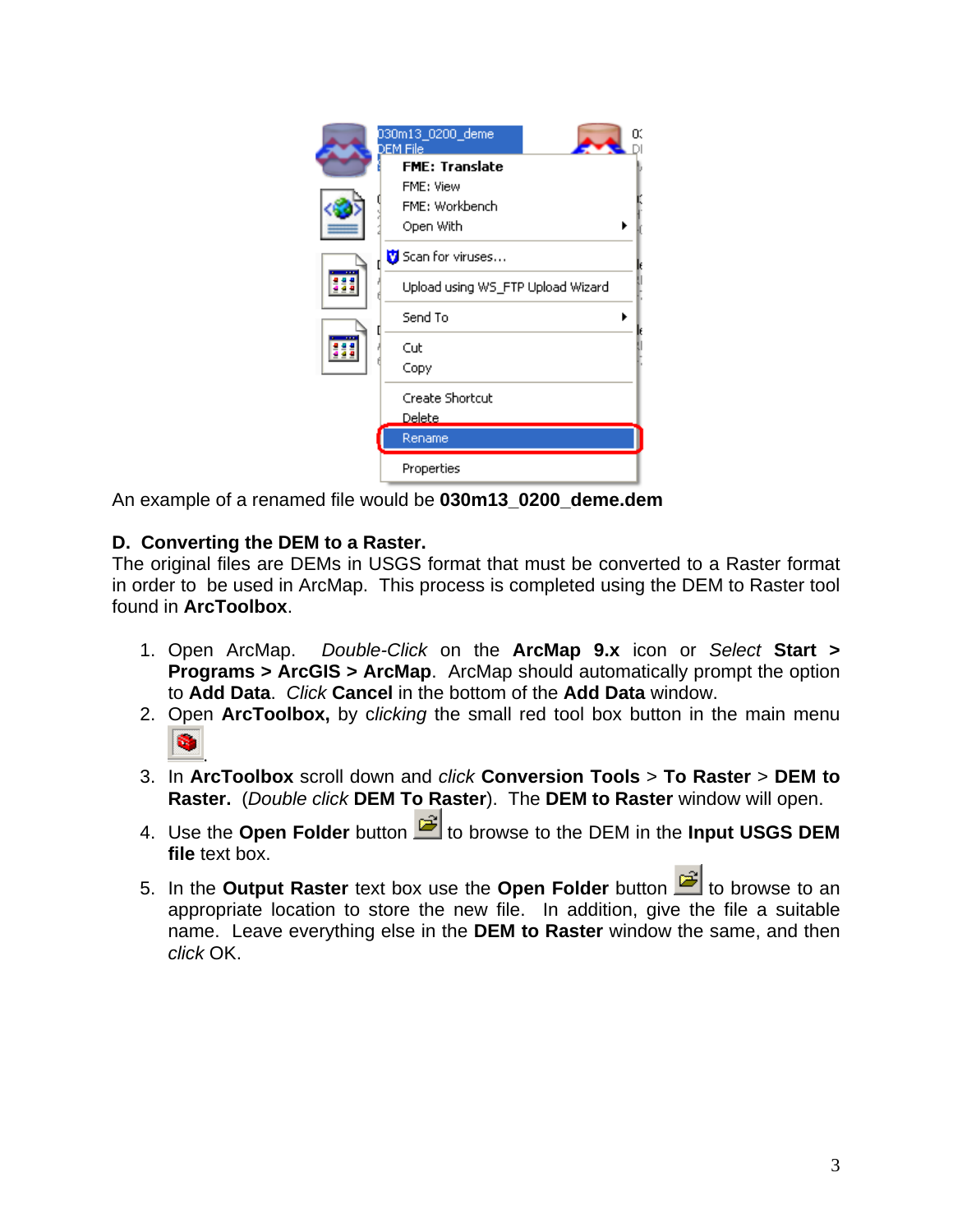An example of a renamed file would be **030m13_0200_deme.dem**

**D. Converting the DEM to a Raster.**

The original files are DEMs in USGS format that must be converted to a Raster format in order to be used in ArcMap. This process is completed using the DEM to Raster tool found in **ArcToolbox**.

1. Open ArcMap. *Double-Click* on the **ArcMap 9.x** icon or *Select* **Start > Programs > ArcGIS > ArcMap**. ArcMap should automatically prompt the option to **Add Data**. *Click* **Cancel** in the bottom of the **Add Data** window.
2. Open **ArcToolbox,** by *clicking* the small red tool box button in the main menu .
3. In **ArcToolbox** scroll down and *click* **Conversion Tools** > **To Raster** > **DEM to Raster.** (*Double click* **DEM To Raster**). The **DEM to Raster** window will open.
4. Use the **Open Folder** button to browse to the DEM in the **Input USGS DEM file** text box.
5. In the **Output Raster** text box use the **Open Folder** button to browse to an appropriate location to store the new file. In addition, give the file a suitable name. Leave everything else in the **DEM to Raster** window the same, and then *click* OK.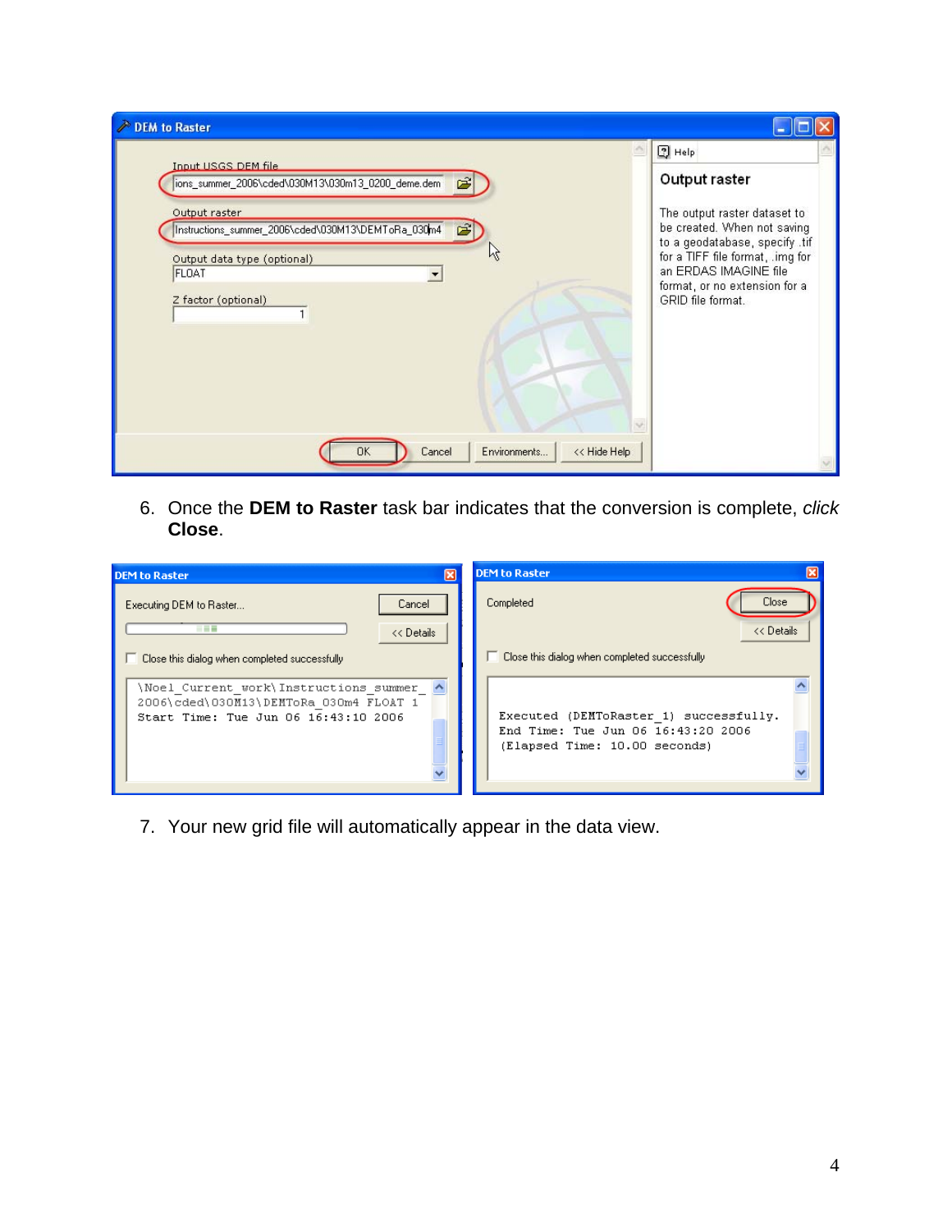6. Once the **DEM to Raster** task bar indicates that the conversion is complete, *click* **Close**.

7. Your new grid file will automatically appear in the data view.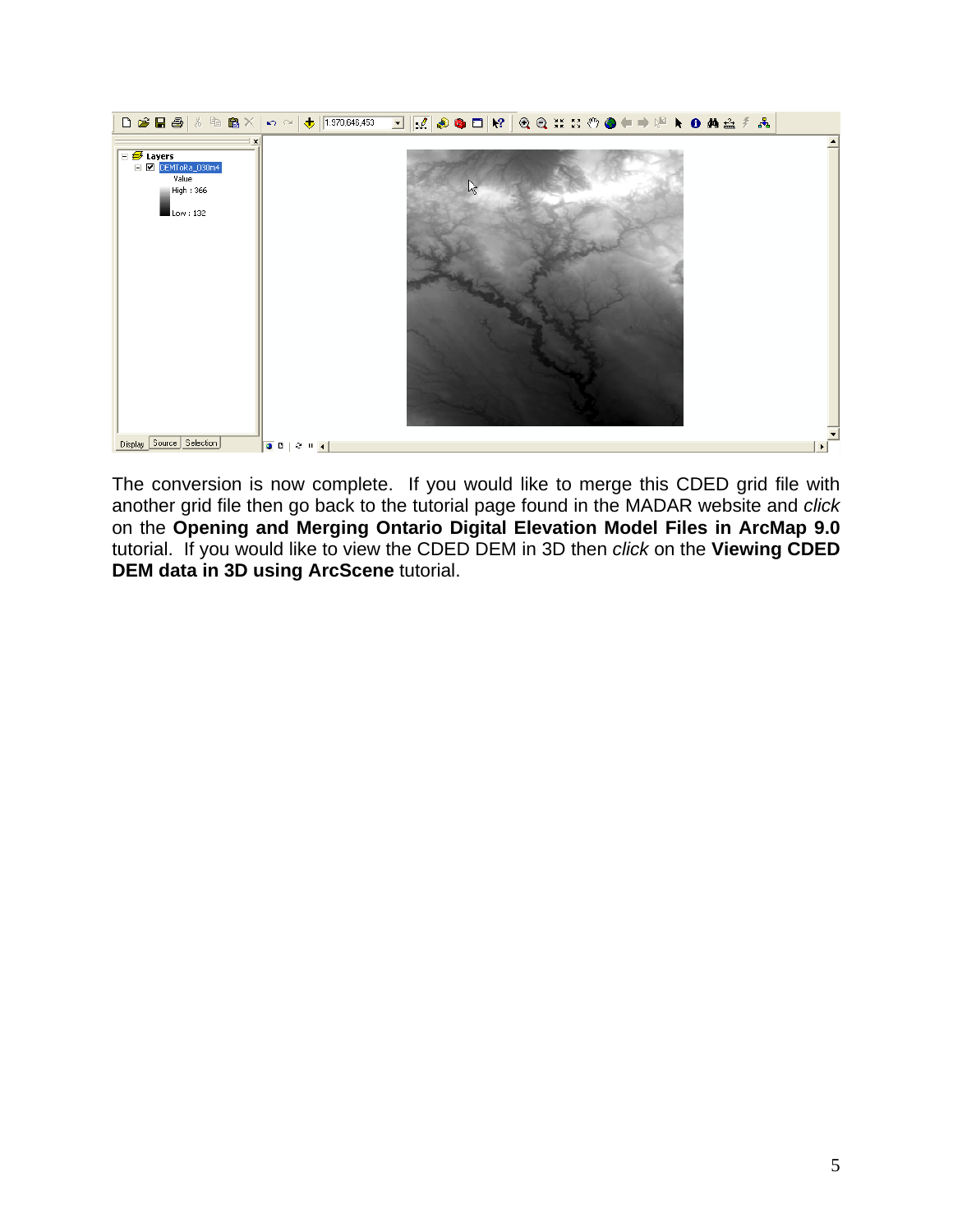The conversion is now complete. If you would like to merge this CDED grid file with another grid file then go back to the tutorial page found in the MADAR website and *click* on the **Opening and Merging Ontario Digital Elevation Model Files in ArcMap 9.0** tutorial. If you would like to view the CDED DEM in 3D then *click* on the **Viewing CDED DEM data in 3D using ArcScene** tutorial.